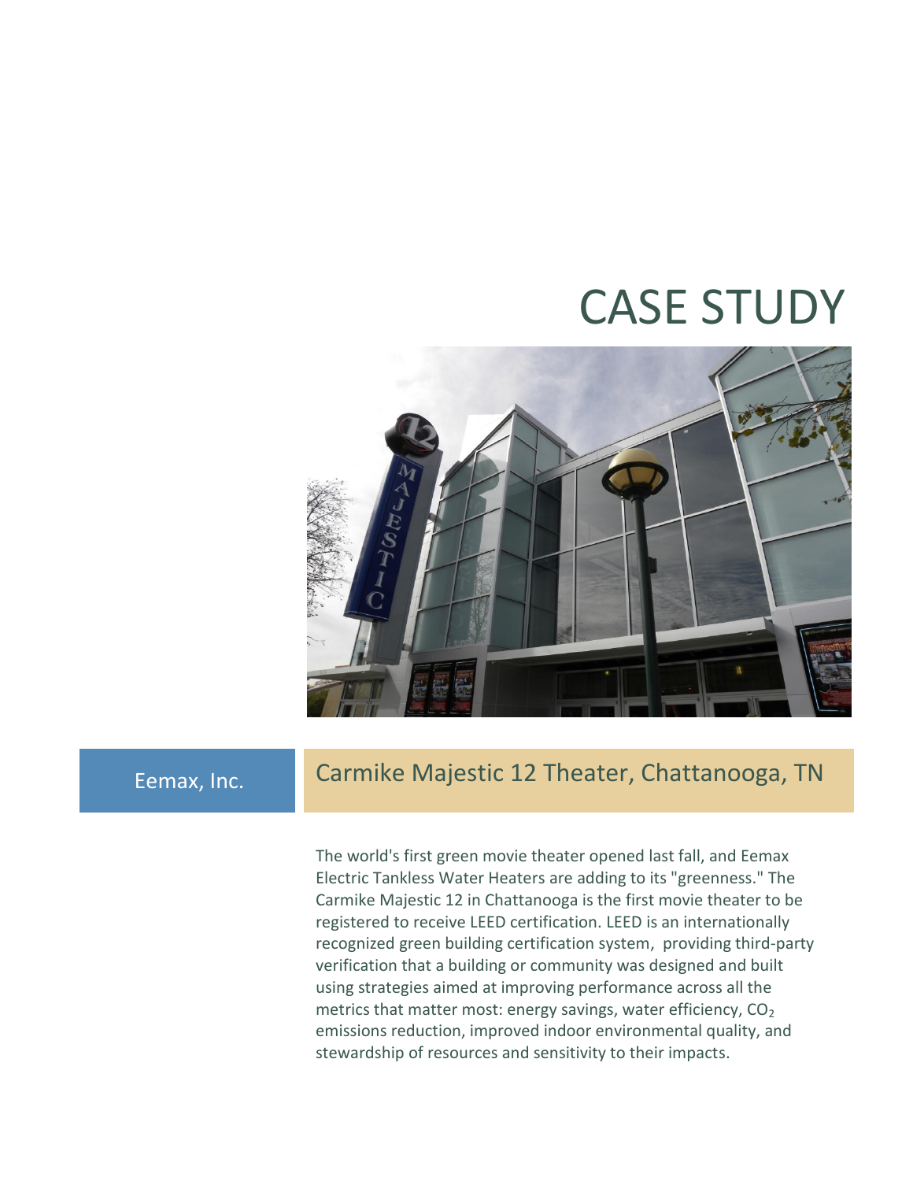# CASE STUDY

Eemax, Inc.

## Carmike Majestic 12 Theater, Chattanooga, TN

The world's first green movie theater opened last fall, and Eemax Electric Tankless Water Heaters are adding to its "greenness." The Carmike Majestic 12 in Chattanooga is the first movie theater to be registered to receive LEED certification. LEED is an internationally recognized green building certification system, providing third-party verification that a building or community was designed and built using strategies aimed at improving performance across all the metrics that matter most: energy savings, water efficiency, $CO_2$ emissions reduction, improved indoor environmental quality, and stewardship of resources and sensitivity to their impacts.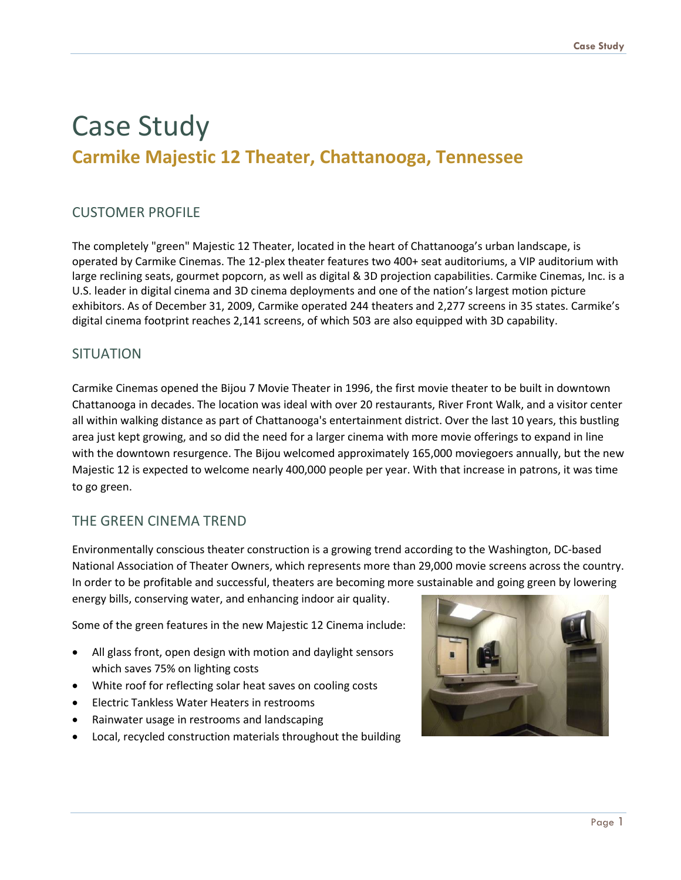# Case Study

## Carmike Majestic 12 Theater, Chattanooga, Tennessee

### CUSTOMER PROFILE

The completely "green" Majestic 12 Theater, located in the heart of Chattanooga's urban landscape, is operated by Carmike Cinemas. The 12-plex theater features two 400+ seat auditoriums, a VIP auditorium with large reclining seats, gourmet popcorn, as well as digital & 3D projection capabilities. Carmike Cinemas, Inc. is a U.S. leader in digital cinema and 3D cinema deployments and one of the nation's largest motion picture exhibitors. As of December 31, 2009, Carmike operated 244 theaters and 2,277 screens in 35 states. Carmike's digital cinema footprint reaches 2,141 screens, of which 503 are also equipped with 3D capability.

### SITUATION

Carmike Cinemas opened the Bijou 7 Movie Theater in 1996, the first movie theater to be built in downtown Chattanooga in decades. The location was ideal with over 20 restaurants, River Front Walk, and a visitor center all within walking distance as part of Chattanooga's entertainment district. Over the last 10 years, this bustling area just kept growing, and so did the need for a larger cinema with more movie offerings to expand in line with the downtown resurgence. The Bijou welcomed approximately 165,000 moviegoers annually, but the new Majestic 12 is expected to welcome nearly 400,000 people per year. With that increase in patrons, it was time to go green.

### THE GREEN CINEMA TREND

Environmentally conscious theater construction is a growing trend according to the Washington, DC-based National Association of Theater Owners, which represents more than 29,000 movie screens across the country. In order to be profitable and successful, theaters are becoming more sustainable and going green by lowering energy bills, conserving water, and enhancing indoor air quality.

Some of the green features in the new Majestic 12 Cinema include:

- All glass front, open design with motion and daylight sensors which saves 75% on lighting costs
- White roof for reflecting solar heat saves on cooling costs
- Electric Tankless Water Heaters in restrooms
- Rainwater usage in restrooms and landscaping
- Local, recycled construction materials throughout the building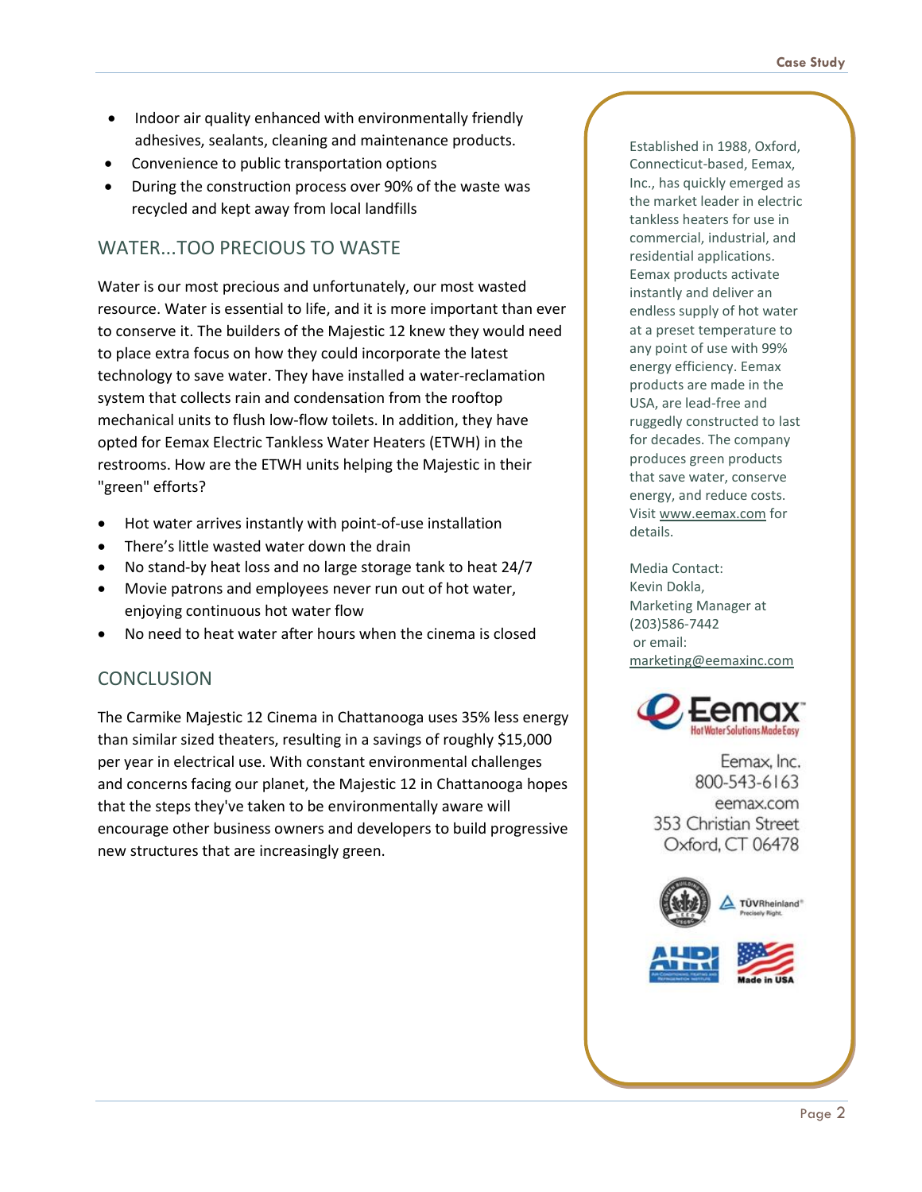- Indoor air quality enhanced with environmentally friendly adhesives, sealants, cleaning and maintenance products.
- Convenience to public transportation options
- During the construction process over 90% of the waste was recycled and kept away from local landfills

## WATER...TOO PRECIOUS TO WASTE

Water is our most precious and unfortunately, our most wasted resource. Water is essential to life, and it is more important than ever to conserve it. The builders of the Majestic 12 knew they would need to place extra focus on how they could incorporate the latest technology to save water. They have installed a water-reclamation system that collects rain and condensation from the rooftop mechanical units to flush low-flow toilets. In addition, they have opted for Eemax Electric Tankless Water Heaters (ETWH) in the restrooms. How are the ETWH units helping the Majestic in their "green" efforts?

- Hot water arrives instantly with point-of-use installation
- There's little wasted water down the drain
- No stand-by heat loss and no large storage tank to heat 24/7
- Movie patrons and employees never run out of hot water, enjoying continuous hot water flow
- No need to heat water after hours when the cinema is closed

## CONCLUSION

The Carmike Majestic 12 Cinema in Chattanooga uses 35% less energy than similar sized theaters, resulting in a savings of roughly $15,000 per year in electrical use. With constant environmental challenges and concerns facing our planet, the Majestic 12 in Chattanooga hopes that the steps they've taken to be environmentally aware will encourage other business owners and developers to build progressive new structures that are increasingly green.

Established in 1988, Oxford, Connecticut-based, Eemax, Inc., has quickly emerged as the market leader in electric tankless heaters for use in commercial, industrial, and residential applications. Eemax products activate instantly and deliver an endless supply of hot water at a preset temperature to any point of use with 99% energy efficiency. Eemax products are made in the USA, are lead-free and ruggedly constructed to last for decades. The company produces green products that save water, conserve energy, and reduce costs. Visit www.eemax.com for details.

Media Contact:
Kevin Dokla,
Marketing Manager at
(203)586-7442
or email:
marketing@eemaxinc.com

Eemax
Hot Water Solutions Made Easy

Eemax, Inc.
800-543-6163
eemax.com
353 Christian Street
Oxford, CT 06478